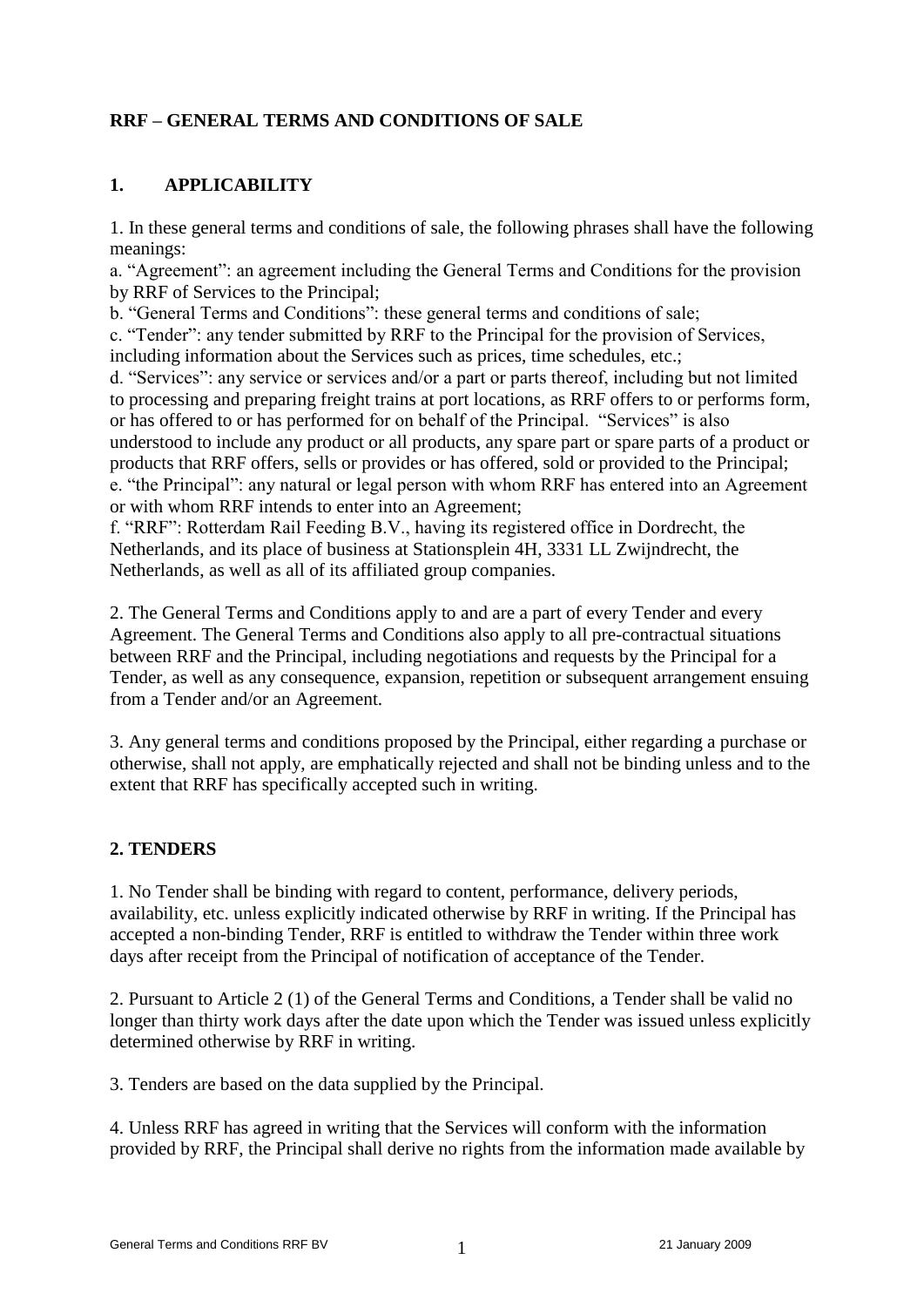# RRF – GENERAL TERMS AND CONDITIONS OF SALE

## 1. APPLICABILITY

1. In these general terms and conditions of sale, the following phrases shall have the following meanings:

a. "Agreement": an agreement including the General Terms and Conditions for the provision by RRF of Services to the Principal;

b. "General Terms and Conditions": these general terms and conditions of sale;

c. "Tender": any tender submitted by RRF to the Principal for the provision of Services, including information about the Services such as prices, time schedules, etc.;

d. "Services": any service or services and/or a part or parts thereof, including but not limited to processing and preparing freight trains at port locations, as RRF offers to or performs form, or has offered to or has performed for on behalf of the Principal. "Services" is also understood to include any product or all products, any spare part or spare parts of a product or products that RRF offers, sells or provides or has offered, sold or provided to the Principal;

e. "the Principal": any natural or legal person with whom RRF has entered into an Agreement or with whom RRF intends to enter into an Agreement;

f. "RRF": Rotterdam Rail Feeding B.V., having its registered office in Dordrecht, the Netherlands, and its place of business at Stationsplein 4H, 3331 LL Zwijndrecht, the Netherlands, as well as all of its affiliated group companies.

2. The General Terms and Conditions apply to and are a part of every Tender and every Agreement. The General Terms and Conditions also apply to all pre-contractual situations between RRF and the Principal, including negotiations and requests by the Principal for a Tender, as well as any consequence, expansion, repetition or subsequent arrangement ensuing from a Tender and/or an Agreement.

3. Any general terms and conditions proposed by the Principal, either regarding a purchase or otherwise, shall not apply, are emphatically rejected and shall not be binding unless and to the extent that RRF has specifically accepted such in writing.

## 2. TENDERS

1. No Tender shall be binding with regard to content, performance, delivery periods, availability, etc. unless explicitly indicated otherwise by RRF in writing. If the Principal has accepted a non-binding Tender, RRF is entitled to withdraw the Tender within three work days after receipt from the Principal of notification of acceptance of the Tender.

2. Pursuant to Article 2 (1) of the General Terms and Conditions, a Tender shall be valid no longer than thirty work days after the date upon which the Tender was issued unless explicitly determined otherwise by RRF in writing.

3. Tenders are based on the data supplied by the Principal.

4. Unless RRF has agreed in writing that the Services will conform with the information provided by RRF, the Principal shall derive no rights from the information made available by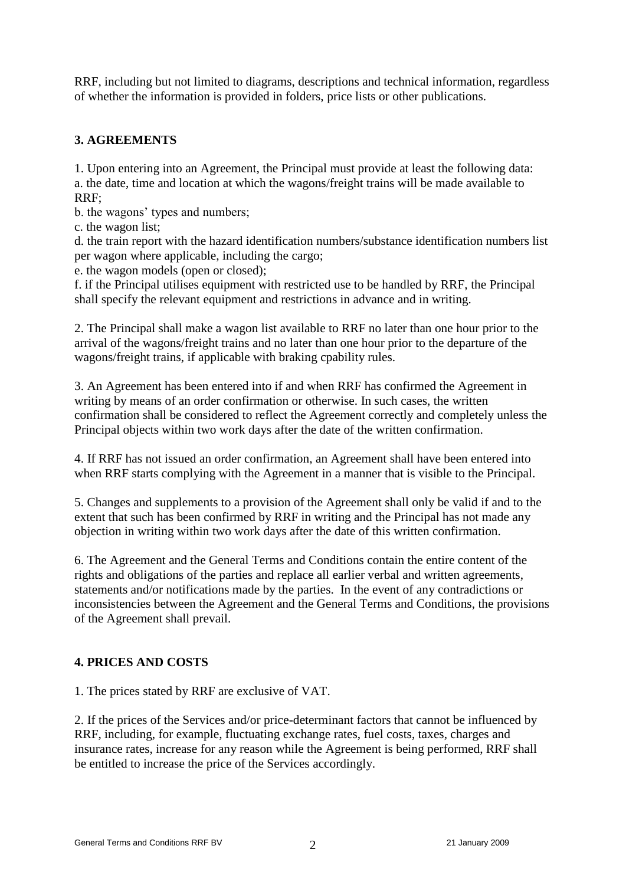RRF, including but not limited to diagrams, descriptions and technical information, regardless of whether the information is provided in folders, price lists or other publications.

## 3. AGREEMENTS

1. Upon entering into an Agreement, the Principal must provide at least the following data:
a. the date, time and location at which the wagons/freight trains will be made available to RRF;
b. the wagons' types and numbers;
c. the wagon list;
d. the train report with the hazard identification numbers/substance identification numbers list per wagon where applicable, including the cargo;
e. the wagon models (open or closed);
f. if the Principal utilises equipment with restricted use to be handled by RRF, the Principal shall specify the relevant equipment and restrictions in advance and in writing.

2. The Principal shall make a wagon list available to RRF no later than one hour prior to the arrival of the wagons/freight trains and no later than one hour prior to the departure of the wagons/freight trains, if applicable with braking cpability rules.

3. An Agreement has been entered into if and when RRF has confirmed the Agreement in writing by means of an order confirmation or otherwise. In such cases, the written confirmation shall be considered to reflect the Agreement correctly and completely unless the Principal objects within two work days after the date of the written confirmation.

4. If RRF has not issued an order confirmation, an Agreement shall have been entered into when RRF starts complying with the Agreement in a manner that is visible to the Principal.

5. Changes and supplements to a provision of the Agreement shall only be valid if and to the extent that such has been confirmed by RRF in writing and the Principal has not made any objection in writing within two work days after the date of this written confirmation.

6. The Agreement and the General Terms and Conditions contain the entire content of the rights and obligations of the parties and replace all earlier verbal and written agreements, statements and/or notifications made by the parties. In the event of any contradictions or inconsistencies between the Agreement and the General Terms and Conditions, the provisions of the Agreement shall prevail.

## 4. PRICES AND COSTS

1. The prices stated by RRF are exclusive of VAT.

2. If the prices of the Services and/or price-determinant factors that cannot be influenced by RRF, including, for example, fluctuating exchange rates, fuel costs, taxes, charges and insurance rates, increase for any reason while the Agreement is being performed, RRF shall be entitled to increase the price of the Services accordingly.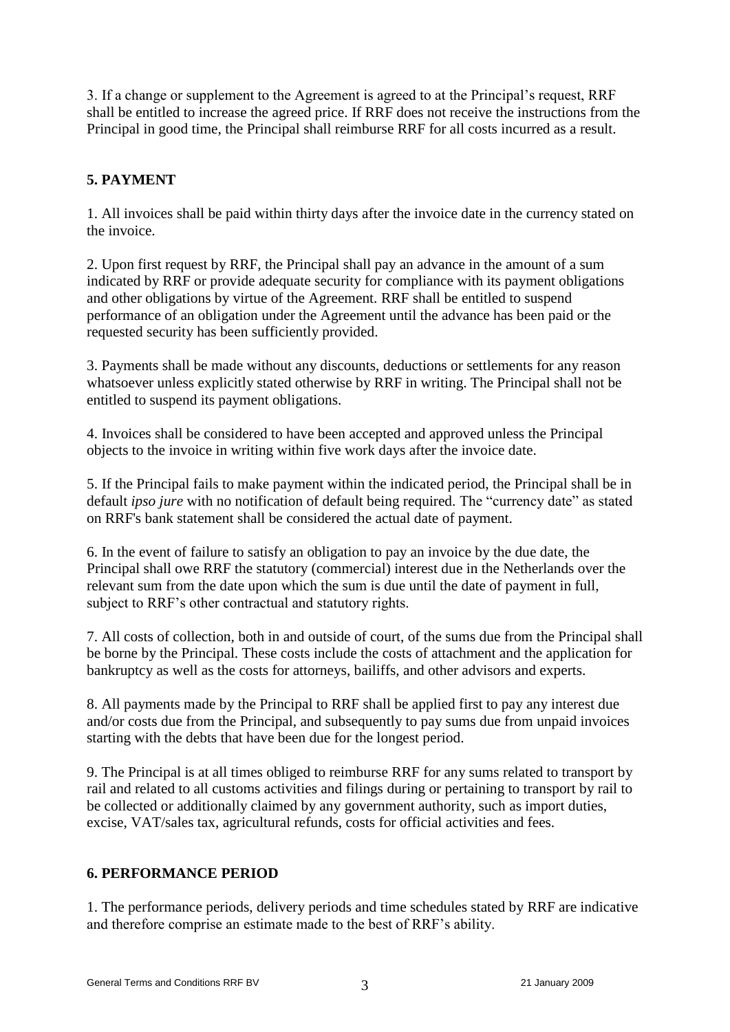3. If a change or supplement to the Agreement is agreed to at the Principal's request, RRF shall be entitled to increase the agreed price. If RRF does not receive the instructions from the Principal in good time, the Principal shall reimburse RRF for all costs incurred as a result.

## 5. PAYMENT

1. All invoices shall be paid within thirty days after the invoice date in the currency stated on the invoice.

2. Upon first request by RRF, the Principal shall pay an advance in the amount of a sum indicated by RRF or provide adequate security for compliance with its payment obligations and other obligations by virtue of the Agreement. RRF shall be entitled to suspend performance of an obligation under the Agreement until the advance has been paid or the requested security has been sufficiently provided.

3. Payments shall be made without any discounts, deductions or settlements for any reason whatsoever unless explicitly stated otherwise by RRF in writing. The Principal shall not be entitled to suspend its payment obligations.

4. Invoices shall be considered to have been accepted and approved unless the Principal objects to the invoice in writing within five work days after the invoice date.

5. If the Principal fails to make payment within the indicated period, the Principal shall be in default *ipso jure* with no notification of default being required. The "currency date" as stated on RRF's bank statement shall be considered the actual date of payment.

6. In the event of failure to satisfy an obligation to pay an invoice by the due date, the Principal shall owe RRF the statutory (commercial) interest due in the Netherlands over the relevant sum from the date upon which the sum is due until the date of payment in full, subject to RRF's other contractual and statutory rights.

7. All costs of collection, both in and outside of court, of the sums due from the Principal shall be borne by the Principal. These costs include the costs of attachment and the application for bankruptcy as well as the costs for attorneys, bailiffs, and other advisors and experts.

8. All payments made by the Principal to RRF shall be applied first to pay any interest due and/or costs due from the Principal, and subsequently to pay sums due from unpaid invoices starting with the debts that have been due for the longest period.

9. The Principal is at all times obliged to reimburse RRF for any sums related to transport by rail and related to all customs activities and filings during or pertaining to transport by rail to be collected or additionally claimed by any government authority, such as import duties, excise, VAT/sales tax, agricultural refunds, costs for official activities and fees.

## 6. PERFORMANCE PERIOD

1. The performance periods, delivery periods and time schedules stated by RRF are indicative and therefore comprise an estimate made to the best of RRF's ability.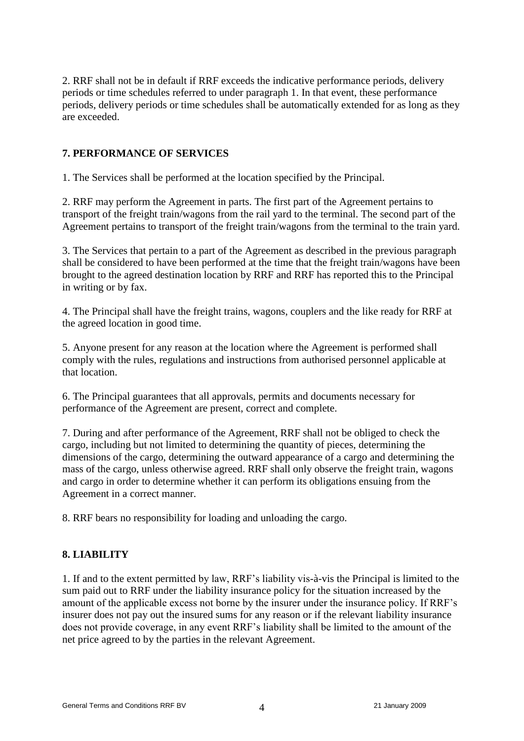2. RRF shall not be in default if RRF exceeds the indicative performance periods, delivery periods or time schedules referred to under paragraph 1. In that event, these performance periods, delivery periods or time schedules shall be automatically extended for as long as they are exceeded.

## 7. PERFORMANCE OF SERVICES

1. The Services shall be performed at the location specified by the Principal.

2. RRF may perform the Agreement in parts. The first part of the Agreement pertains to transport of the freight train/wagons from the rail yard to the terminal. The second part of the Agreement pertains to transport of the freight train/wagons from the terminal to the train yard.

3. The Services that pertain to a part of the Agreement as described in the previous paragraph shall be considered to have been performed at the time that the freight train/wagons have been brought to the agreed destination location by RRF and RRF has reported this to the Principal in writing or by fax.

4. The Principal shall have the freight trains, wagons, couplers and the like ready for RRF at the agreed location in good time.

5. Anyone present for any reason at the location where the Agreement is performed shall comply with the rules, regulations and instructions from authorised personnel applicable at that location.

6. The Principal guarantees that all approvals, permits and documents necessary for performance of the Agreement are present, correct and complete.

7. During and after performance of the Agreement, RRF shall not be obliged to check the cargo, including but not limited to determining the quantity of pieces, determining the dimensions of the cargo, determining the outward appearance of a cargo and determining the mass of the cargo, unless otherwise agreed. RRF shall only observe the freight train, wagons and cargo in order to determine whether it can perform its obligations ensuing from the Agreement in a correct manner.

8. RRF bears no responsibility for loading and unloading the cargo.

## 8. LIABILITY

1. If and to the extent permitted by law, RRF's liability vis-à-vis the Principal is limited to the sum paid out to RRF under the liability insurance policy for the situation increased by the amount of the applicable excess not borne by the insurer under the insurance policy. If RRF's insurer does not pay out the insured sums for any reason or if the relevant liability insurance does not provide coverage, in any event RRF's liability shall be limited to the amount of the net price agreed to by the parties in the relevant Agreement.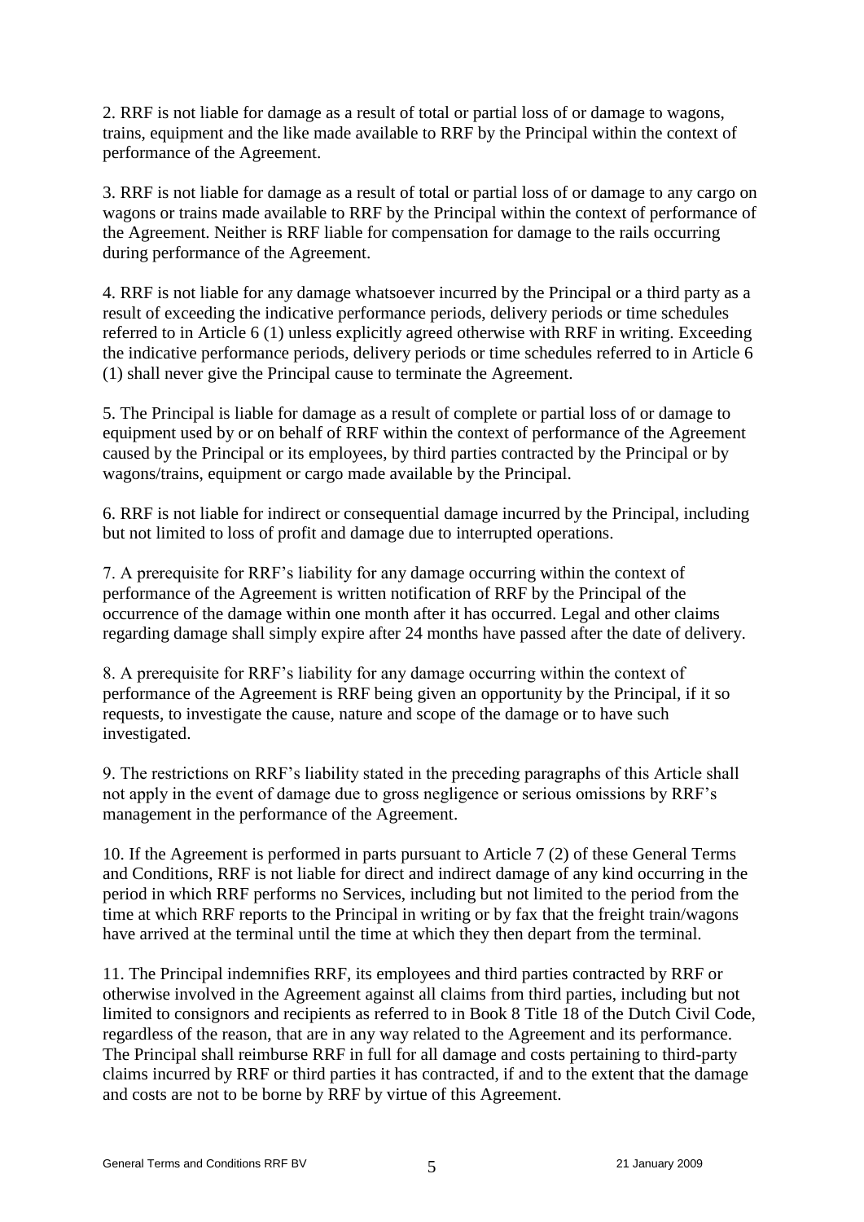2. RRF is not liable for damage as a result of total or partial loss of or damage to wagons, trains, equipment and the like made available to RRF by the Principal within the context of performance of the Agreement.

3. RRF is not liable for damage as a result of total or partial loss of or damage to any cargo on wagons or trains made available to RRF by the Principal within the context of performance of the Agreement. Neither is RRF liable for compensation for damage to the rails occurring during performance of the Agreement.

4. RRF is not liable for any damage whatsoever incurred by the Principal or a third party as a result of exceeding the indicative performance periods, delivery periods or time schedules referred to in Article 6 (1) unless explicitly agreed otherwise with RRF in writing. Exceeding the indicative performance periods, delivery periods or time schedules referred to in Article 6 (1) shall never give the Principal cause to terminate the Agreement.

5. The Principal is liable for damage as a result of complete or partial loss of or damage to equipment used by or on behalf of RRF within the context of performance of the Agreement caused by the Principal or its employees, by third parties contracted by the Principal or by wagons/trains, equipment or cargo made available by the Principal.

6. RRF is not liable for indirect or consequential damage incurred by the Principal, including but not limited to loss of profit and damage due to interrupted operations.

7. A prerequisite for RRF's liability for any damage occurring within the context of performance of the Agreement is written notification of RRF by the Principal of the occurrence of the damage within one month after it has occurred. Legal and other claims regarding damage shall simply expire after 24 months have passed after the date of delivery.

8. A prerequisite for RRF's liability for any damage occurring within the context of performance of the Agreement is RRF being given an opportunity by the Principal, if it so requests, to investigate the cause, nature and scope of the damage or to have such investigated.

9. The restrictions on RRF's liability stated in the preceding paragraphs of this Article shall not apply in the event of damage due to gross negligence or serious omissions by RRF's management in the performance of the Agreement.

10. If the Agreement is performed in parts pursuant to Article 7 (2) of these General Terms and Conditions, RRF is not liable for direct and indirect damage of any kind occurring in the period in which RRF performs no Services, including but not limited to the period from the time at which RRF reports to the Principal in writing or by fax that the freight train/wagons have arrived at the terminal until the time at which they then depart from the terminal.

11. The Principal indemnifies RRF, its employees and third parties contracted by RRF or otherwise involved in the Agreement against all claims from third parties, including but not limited to consignors and recipients as referred to in Book 8 Title 18 of the Dutch Civil Code, regardless of the reason, that are in any way related to the Agreement and its performance. The Principal shall reimburse RRF in full for all damage and costs pertaining to third-party claims incurred by RRF or third parties it has contracted, if and to the extent that the damage and costs are not to be borne by RRF by virtue of this Agreement.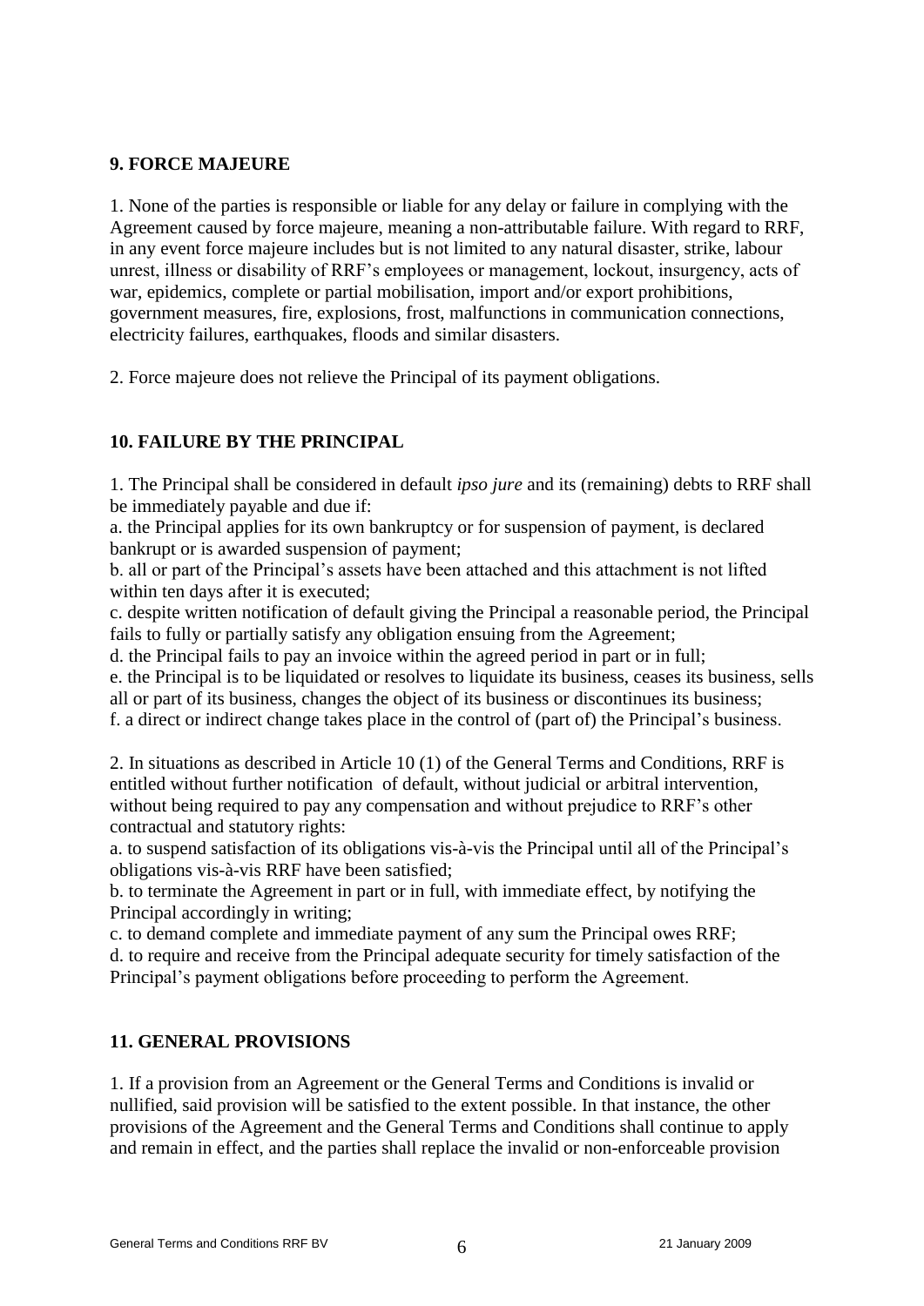## 9. FORCE MAJEURE

1. None of the parties is responsible or liable for any delay or failure in complying with the Agreement caused by force majeure, meaning a non-attributable failure. With regard to RRF, in any event force majeure includes but is not limited to any natural disaster, strike, labour unrest, illness or disability of RRF's employees or management, lockout, insurgency, acts of war, epidemics, complete or partial mobilisation, import and/or export prohibitions, government measures, fire, explosions, frost, malfunctions in communication connections, electricity failures, earthquakes, floods and similar disasters.

2. Force majeure does not relieve the Principal of its payment obligations.

## 10. FAILURE BY THE PRINCIPAL

1. The Principal shall be considered in default *ipso jure* and its (remaining) debts to RRF shall be immediately payable and due if:
a. the Principal applies for its own bankruptcy or for suspension of payment, is declared bankrupt or is awarded suspension of payment;
b. all or part of the Principal's assets have been attached and this attachment is not lifted within ten days after it is executed;
c. despite written notification of default giving the Principal a reasonable period, the Principal fails to fully or partially satisfy any obligation ensuing from the Agreement;
d. the Principal fails to pay an invoice within the agreed period in part or in full;
e. the Principal is to be liquidated or resolves to liquidate its business, ceases its business, sells all or part of its business, changes the object of its business or discontinues its business;
f. a direct or indirect change takes place in the control of (part of) the Principal's business.

2. In situations as described in Article 10 (1) of the General Terms and Conditions, RRF is entitled without further notification of default, without judicial or arbitral intervention, without being required to pay any compensation and without prejudice to RRF's other contractual and statutory rights:
a. to suspend satisfaction of its obligations vis-à-vis the Principal until all of the Principal's obligations vis-à-vis RRF have been satisfied;
b. to terminate the Agreement in part or in full, with immediate effect, by notifying the Principal accordingly in writing;
c. to demand complete and immediate payment of any sum the Principal owes RRF;
d. to require and receive from the Principal adequate security for timely satisfaction of the Principal's payment obligations before proceeding to perform the Agreement.

## 11. GENERAL PROVISIONS

1. If a provision from an Agreement or the General Terms and Conditions is invalid or nullified, said provision will be satisfied to the extent possible. In that instance, the other provisions of the Agreement and the General Terms and Conditions shall continue to apply and remain in effect, and the parties shall replace the invalid or non-enforceable provision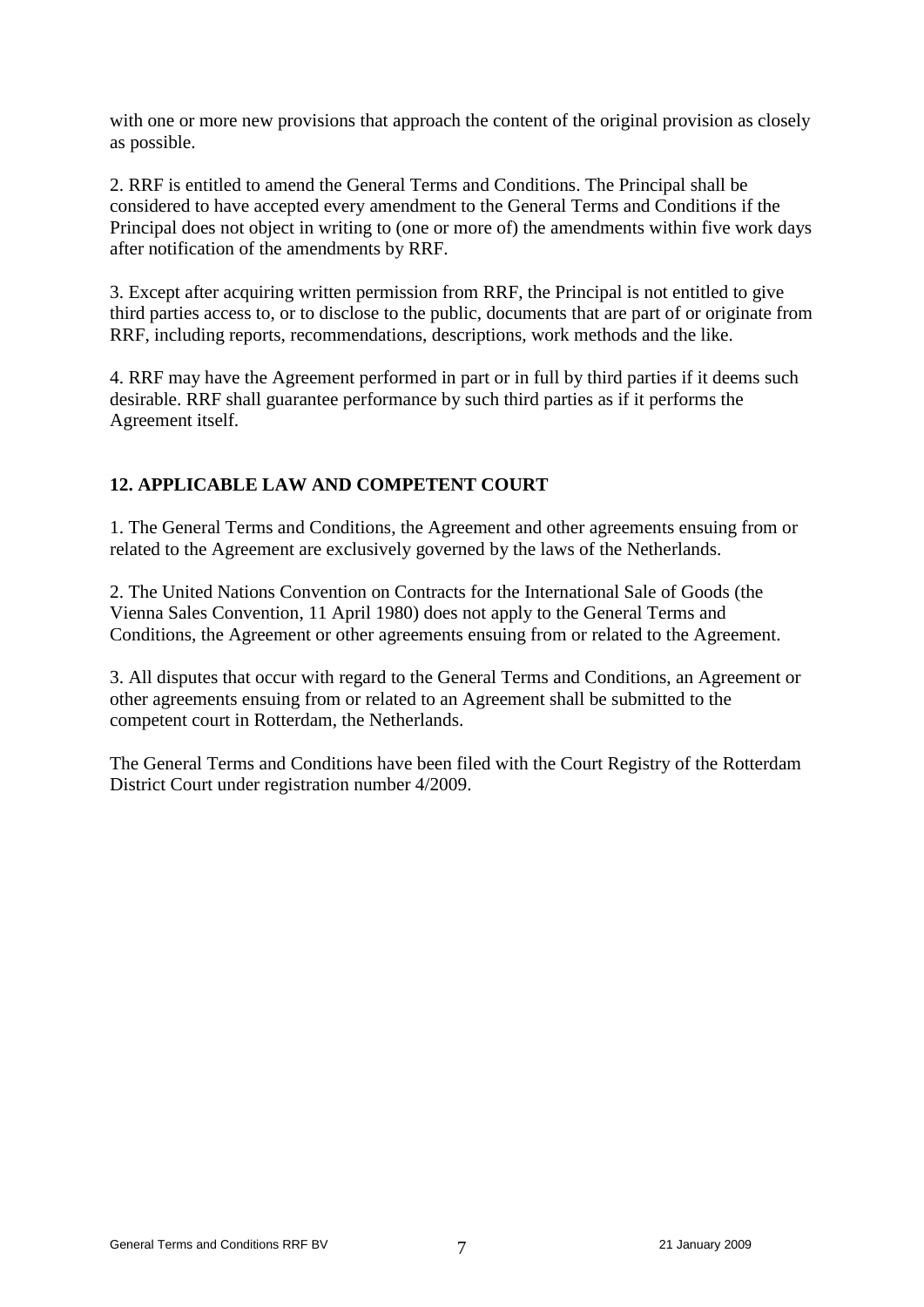with one or more new provisions that approach the content of the original provision as closely as possible.

2. RRF is entitled to amend the General Terms and Conditions. The Principal shall be considered to have accepted every amendment to the General Terms and Conditions if the Principal does not object in writing to (one or more of) the amendments within five work days after notification of the amendments by RRF.

3. Except after acquiring written permission from RRF, the Principal is not entitled to give third parties access to, or to disclose to the public, documents that are part of or originate from RRF, including reports, recommendations, descriptions, work methods and the like.

4. RRF may have the Agreement performed in part or in full by third parties if it deems such desirable. RRF shall guarantee performance by such third parties as if it performs the Agreement itself.

## 12. APPLICABLE LAW AND COMPETENT COURT

1. The General Terms and Conditions, the Agreement and other agreements ensuing from or related to the Agreement are exclusively governed by the laws of the Netherlands.

2. The United Nations Convention on Contracts for the International Sale of Goods (the Vienna Sales Convention, 11 April 1980) does not apply to the General Terms and Conditions, the Agreement or other agreements ensuing from or related to the Agreement.

3. All disputes that occur with regard to the General Terms and Conditions, an Agreement or other agreements ensuing from or related to an Agreement shall be submitted to the competent court in Rotterdam, the Netherlands.

The General Terms and Conditions have been filed with the Court Registry of the Rotterdam District Court under registration number 4/2009.